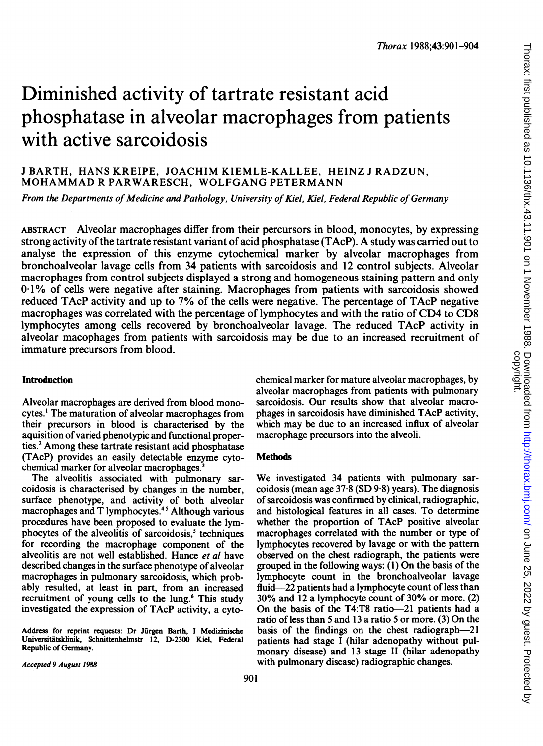# Diminished activity of tartrate resistant acid phosphatase in alveolar macrophages from patients with active sarcoidosis

J BARTH, HANS KREIPE, JOACHIM KIEMLE-KALLEE, HEINZ J RADZUN, MOHAMMAD R PARWARESCH, WOLFGANG PETERMANN

*From the Departments of Medicine and Pathology, University of Kiel, Kiel, Federal Republic of Germany*

ABSTRACT Alveolar macrophages differ from their percursors in blood, monocytes, by expressing strong activity of the tartrate resistant variant of acid phosphatase (TAcP). A study was carried out to analyse the expression of this enzyme cytochemical marker by alveolar macrophages from bronchoalveolar lavage cells from 34 patients with sarcoidosis and 12 control subjects. Alveolar macrophages from control subjects displayed a strong and homogeneous staining pattern and only 0·1% of cells were negative after staining. Macrophages from patients with sarcoidosis showed reduced TAcP activity and up to 7% of the cells were negative. The percentage of TAcP negative macrophages was correlated with the percentage of lymphocytes and with the ratio of CD4 to CD8 lymphocytes among cells recovered by bronchoalveolar lavage. The reduced TAcP activity in alveolar macophages from patients with sarcoidosis may be due to an increased recruitment of immature precursors from blood.

## Introduction

Alveolar macrophages are derived from blood monocytes.[1] The maturation of alveolar macrophages from their precursors in blood is characterised by the aquisition of varied phenotypic and functional properties.[2] Among these tartrate resistant acid phosphatase (TAcP) provides an easily detectable enzyme cytochemical marker for alveolar macrophages.[3]

The alveolitis associated with pulmonary sarcoidosis is characterised by changes in the number, surface phenotype, and activity of both alveolar macrophages and T lymphocytes.[4,5] Although various procedures have been proposed to evaluate the lymphocytes of the alveolitis of sarcoidosis,[5] techniques for recording the macrophage component of the alveolitis are not well established. Hance *et al* have described changes in the surface phenotype of alveolar macrophages in pulmonary sarcoidosis, which probably resulted, at least in part, from an increased recruitment of young cells to the lung.[6] This study investigated the expression of TAcP activity, a cytochemical marker for mature alveolar macrophages, by alveolar macrophages from patients with pulmonary sarcoidosis. Our results show that alveolar macrophages in sarcoidosis have diminished TAcP activity, which may be due to an increased influx of alveolar macrophage precursors into the alveoli.

Address for reprint requests: Dr Jürgen Barth, I Medizinische Universitätsklinik, Schnittenhelmstr 12, D-2300 Kiel, Federal Republic of Germany.

*Accepted 9 August 1988*

## Methods

We investigated 34 patients with pulmonary sarcoidosis (mean age 37·8 (SD 9·8) years). The diagnosis of sarcoidosis was confirmed by clinical, radiographic, and histological features in all cases. To determine whether the proportion of TAcP positive alveolar macrophages correlated with the number or type of lymphocytes recovered by lavage or with the pattern observed on the chest radiograph, the patients were grouped in the following ways: (1) On the basis of the lymphocyte count in the bronchoalveolar lavage fluid—22 patients had a lymphocyte count of less than 30% and 12 a lymphocyte count of 30% or more. (2) On the basis of the T4:T8 ratio—21 patients had a ratio of less than 5 and 13 a ratio 5 or more. (3) On the basis of the findings on the chest radiograph—21 patients had stage I (hilar adenopathy without pulmonary disease) and 13 stage II (hilar adenopathy with pulmonary disease) radiographic changes.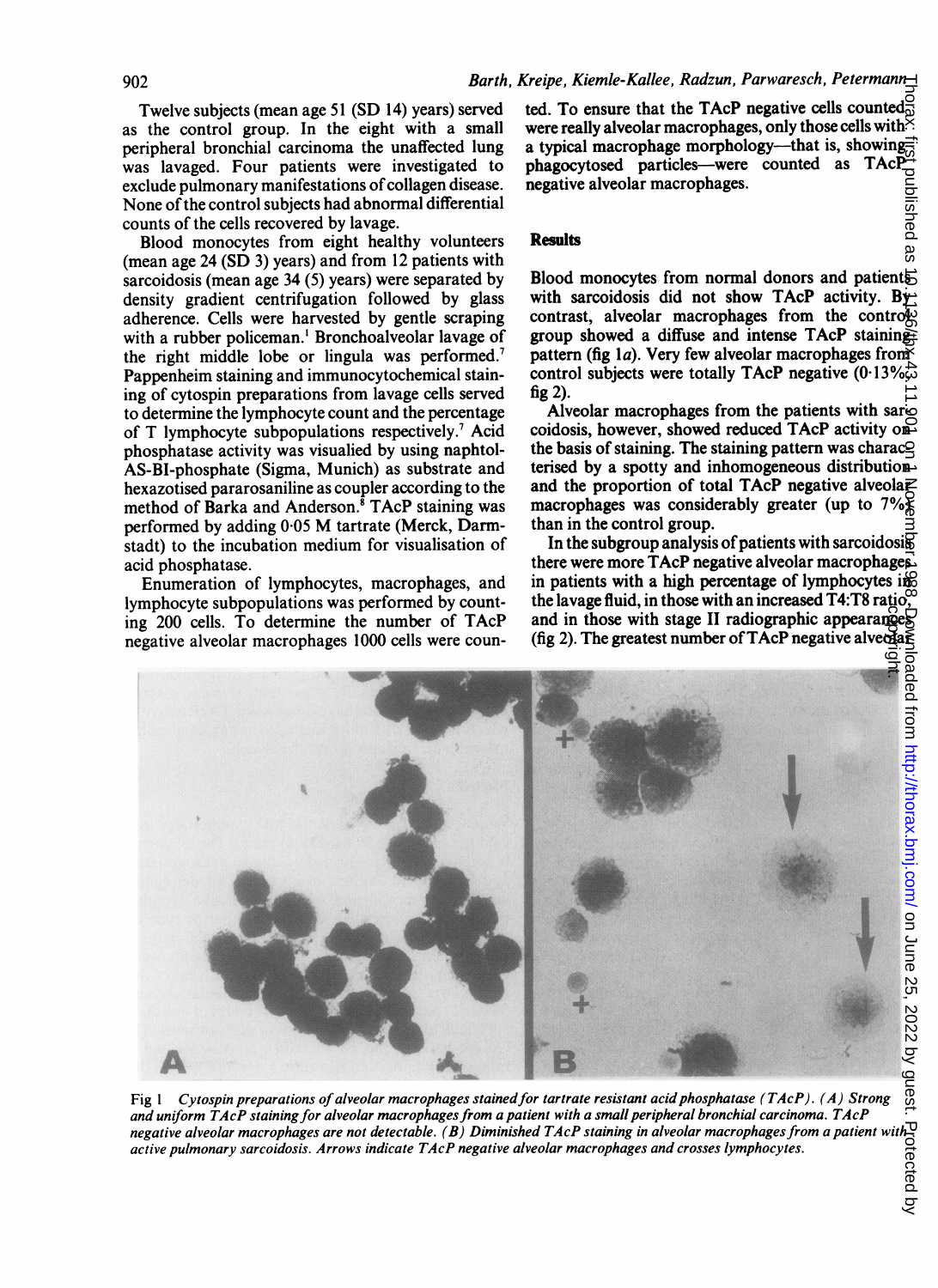Twelve subjects (mean age 51 (SD 14) years) served as the control group. In the eight with a small peripheral bronchial carcinoma the unaffected lung was lavaged. Four patients were investigated to exclude pulmonary manifestations of collagen disease. None of the control subjects had abnormal differential counts of the cells recovered by lavage.

Blood monocytes from eight healthy volunteers (mean age 24 (SD 3) years) and from 12 patients with sarcoidosis (mean age 34 (5) years) were separated by density gradient centrifugation followed by glass adherence. Cells were harvested by gentle scraping with a rubber policeman.[1] Bronchoalveolar lavage of the right middle lobe or lingula was performed.[7] Pappenheim staining and immunocytochemical staining of cytospin preparations from lavage cells served to determine the lymphocyte count and the percentage of T lymphocyte subpopulations respectively.[7] Acid phosphatase activity was visualied by using naphtol-AS-BI-phosphate (Sigma, Munich) as substrate and hexazotised pararosaniline as coupler according to the method of Barka and Anderson.[8] TAcP staining was performed by adding 0·05 M tartrate (Merck, Darmstadt) to the incubation medium for visualisation of acid phosphatase.

Enumeration of lymphocytes, macrophages, and lymphocyte subpopulations was performed by counting 200 cells. To determine the number of TAcP negative alveolar macrophages 1000 cells were counted. To ensure that the TAcP negative cells counted were really alveolar macrophages, only those cells with a typical macrophage morphology—that is, showing phagocytosed particles—were counted as TAcP negative alveolar macrophages.

## Results

Blood monocytes from normal donors and patients with sarcoidosis did not show TAcP activity. By contrast, alveolar macrophages from the control group showed a diffuse and intense TAcP staining pattern (fig 1*a*). Very few alveolar macrophages from control subjects were totally TAcP negative (0·13%; fig 2).

Alveolar macrophages from the patients with sarcoidosis, however, showed reduced TAcP activity on the basis of staining. The staining pattern was characterised by a spotty and inhomogeneous distribution and the proportion of total TAcP negative alveolar macrophages was considerably greater (up to 7%) than in the control group.

In the subgroup analysis of patients with sarcoidosis there were more TAcP negative alveolar macrophages in patients with a high percentage of lymphocytes in the lavage fluid, in those with an increased T4:T8 ratio, and in those with stage II radiographic appearances (fig 2). The greatest number of TAcP negative alveolar

*Fig 1 Cytospin preparations of alveolar macrophages stained for tartrate resistant acid phosphatase (TAcP). (A) Strong and uniform TAcP staining for alveolar macrophages from a patient with a small peripheral bronchial carcinoma. TAcP negative alveolar macrophages are not detectable. (B) Diminished TAcP staining in alveolar macrophages from a patient with active pulmonary sarcoidosis. Arrows indicate TAcP negative alveolar macrophages and crosses lymphocytes.*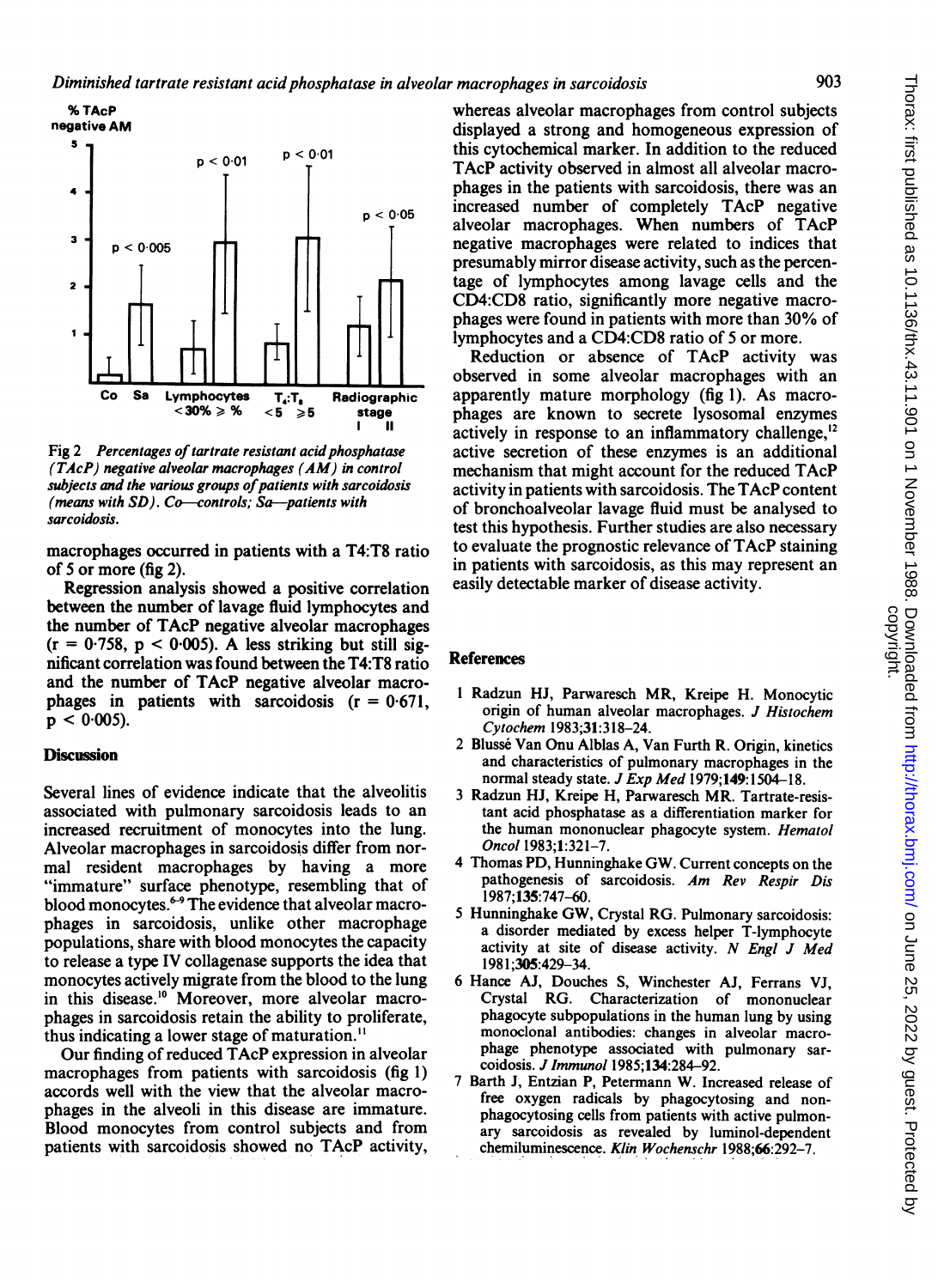Fig 2 *Percentages of tartrate resistant acid phosphatase (TAcP) negative alveolar macrophages (AM) in control subjects and the various groups of patients with sarcoidosis (means with SD). Co—controls; Sa—patients with sarcoidosis.*

macrophages occurred in patients with a T4:T8 ratio of 5 or more (fig 2).

Regression analysis showed a positive correlation between the number of lavage fluid lymphocytes and the number of TAcP negative alveolar macrophages ($r = 0.758$, $p < 0.005$). A less striking but still significant correlation was found between the T4:T8 ratio and the number of TAcP negative alveolar macrophages in patients with sarcoidosis ($r = 0.671$, $p < 0.005$).

## Discussion

Several lines of evidence indicate that the alveolitis associated with pulmonary sarcoidosis leads to an increased recruitment of monocytes into the lung. Alveolar macrophages in sarcoidosis differ from normal resident macrophages by having a more "immature" surface phenotype, resembling that of blood monocytes.[6-9] The evidence that alveolar macrophages in sarcoidosis, unlike other macrophage populations, share with blood monocytes the capacity to release a type IV collagenase supports the idea that monocytes actively migrate from the blood to the lung in this disease.[10] Moreover, more alveolar macrophages in sarcoidosis retain the ability to proliferate, thus indicating a lower stage of maturation.[11]

Our finding of reduced TAcP expression in alveolar macrophages from patients with sarcoidosis (fig 1) accords well with the view that the alveolar macrophages in the alveoli in this disease are immature. Blood monocytes from control subjects and from patients with sarcoidosis showed no TAcP activity, whereas alveolar macrophages from control subjects displayed a strong and homogeneous expression of this cytochemical marker. In addition to the reduced TAcP activity observed in almost all alveolar macrophages in the patients with sarcoidosis, there was an increased number of completely TAcP negative alveolar macrophages. When numbers of TAcP negative macrophages were related to indices that presumably mirror disease activity, such as the percentage of lymphocytes among lavage cells and the CD4:CD8 ratio, significantly more negative macrophages were found in patients with more than 30% of lymphocytes and a CD4:CD8 ratio of 5 or more.

Reduction or absence of TAcP activity was observed in some alveolar macrophages with an apparently mature morphology (fig 1). As macrophages are known to secrete lysosomal enzymes actively in response to an inflammatory challenge,[12] active secretion of these enzymes is an additional mechanism that might account for the reduced TAcP activity in patients with sarcoidosis. The TAcP content of bronchoalveolar lavage fluid must be analysed to test this hypothesis. Further studies are also necessary to evaluate the prognostic relevance of TAcP staining in patients with sarcoidosis, as this may represent an easily detectable marker of disease activity.

## References

1 Radzun HJ, Parwaresch MR, Kreipe H. Monocytic origin of human alveolar macrophages. *J Histochem Cytochem* 1983;**31**:318–24.

2 Blussé Van Onu Alblas A, Van Furth R. Origin, kinetics and characteristics of pulmonary macrophages in the normal steady state. *J Exp Med* 1979;**149**:1504–18.

3 Radzun HJ, Kreipe H, Parwaresch MR. Tartrate-resistant acid phosphatase as a differentiation marker for the human mononuclear phagocyte system. *Hematol Oncol* 1983;**1**:321–7.

4 Thomas PD, Hunninghake GW. Current concepts on the pathogenesis of sarcoidosis. *Am Rev Respir Dis* 1987;**135**:747–60.

5 Hunninghake GW, Crystal RG. Pulmonary sarcoidosis: a disorder mediated by excess helper T-lymphocyte activity at site of disease activity. *N Engl J Med* 1981;**305**:429–34.

6 Hance AJ, Douches S, Winchester AJ, Ferrans VJ, Crystal RG. Characterization of mononuclear phagocyte subpopulations in the human lung by using monoclonal antibodies: changes in alveolar macrophage phenotype associated with pulmonary sarcoidosis. *J Immunol* 1985;**134**:284–92.

7 Barth J, Entzian P, Petermann W. Increased release of free oxygen radicals by phagocytosing and non-phagocytosing cells from patients with active pulmonary sarcoidosis as revealed by luminol-dependent chemiluminescence. *Klin Wochenschr* 1988;**66**:292–7.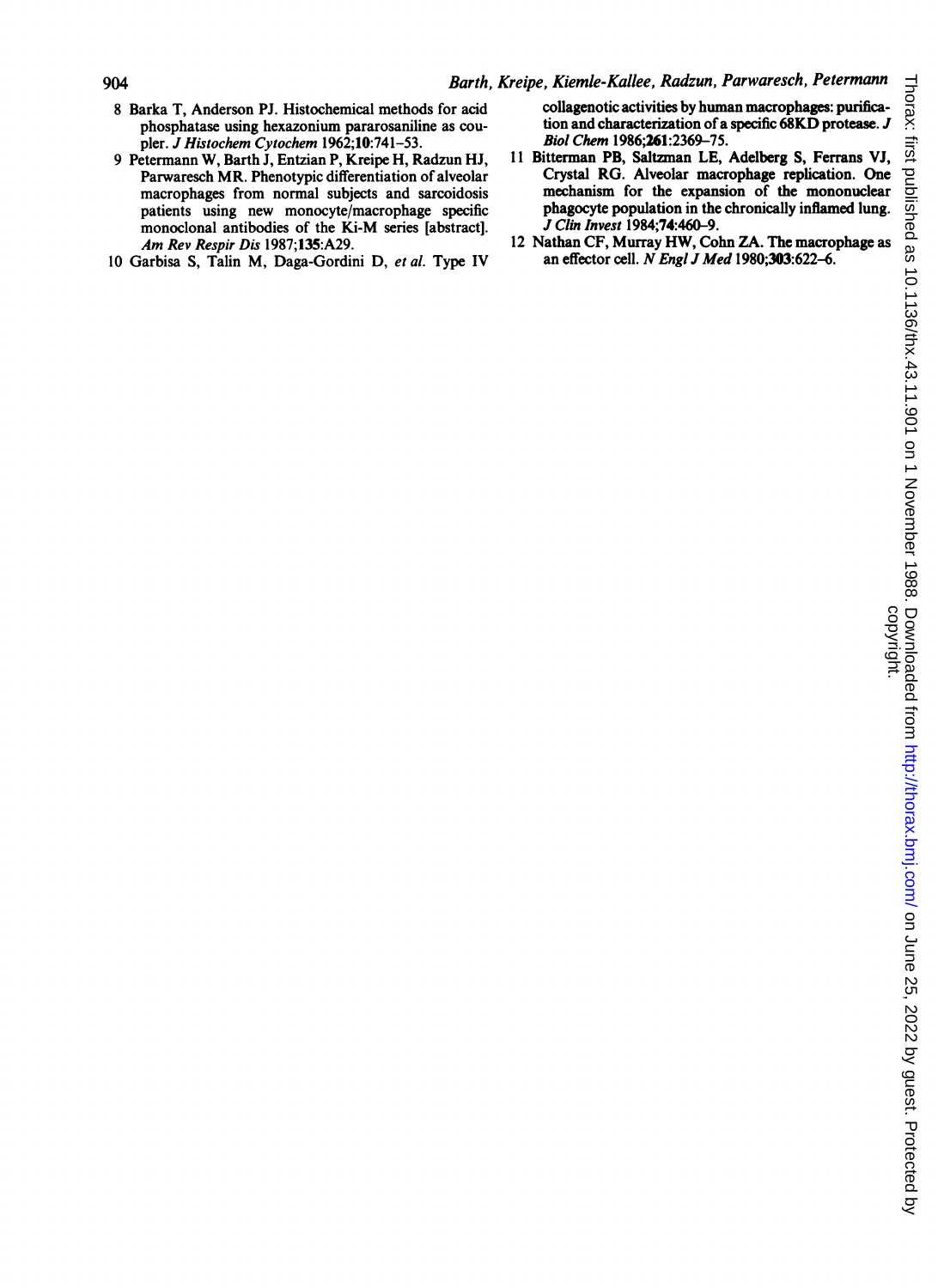8 Barka T, Anderson PJ. Histochemical methods for acid phosphatase using hexazonium pararosaniline as coupler. *J Histochem Cytochem* 1962;**10**:741–53.

9 Petermann W, Barth J, Entzian P, Kreipe H, Radzun HJ, Parwaresch MR. Phenotypic differentiation of alveolar macrophages from normal subjects and sarcoidosis patients using new monocyte/macrophage specific monoclonal antibodies of the Ki-M series [abstract]. *Am Rev Respir Dis* 1987;**135**:A29.

10 Garbisa S, Talin M, Daga-Gordini D, *et al*. Type IV collagenotic activities by human macrophages: purification and characterization of a specific 68KD protease. *J Biol Chem* 1986;**261**:2369–75.

11 Bitterman PB, Saltzman LE, Adelberg S, Ferrans VJ, Crystal RG. Alveolar macrophage replication. One mechanism for the expansion of the mononuclear phagocyte population in the chronically inflamed lung. *J Clin Invest* 1984;**74**:460–9.

12 Nathan CF, Murray HW, Cohn ZA. The macrophage as an effector cell. *N Engl J Med* 1980;**303**:622–6.